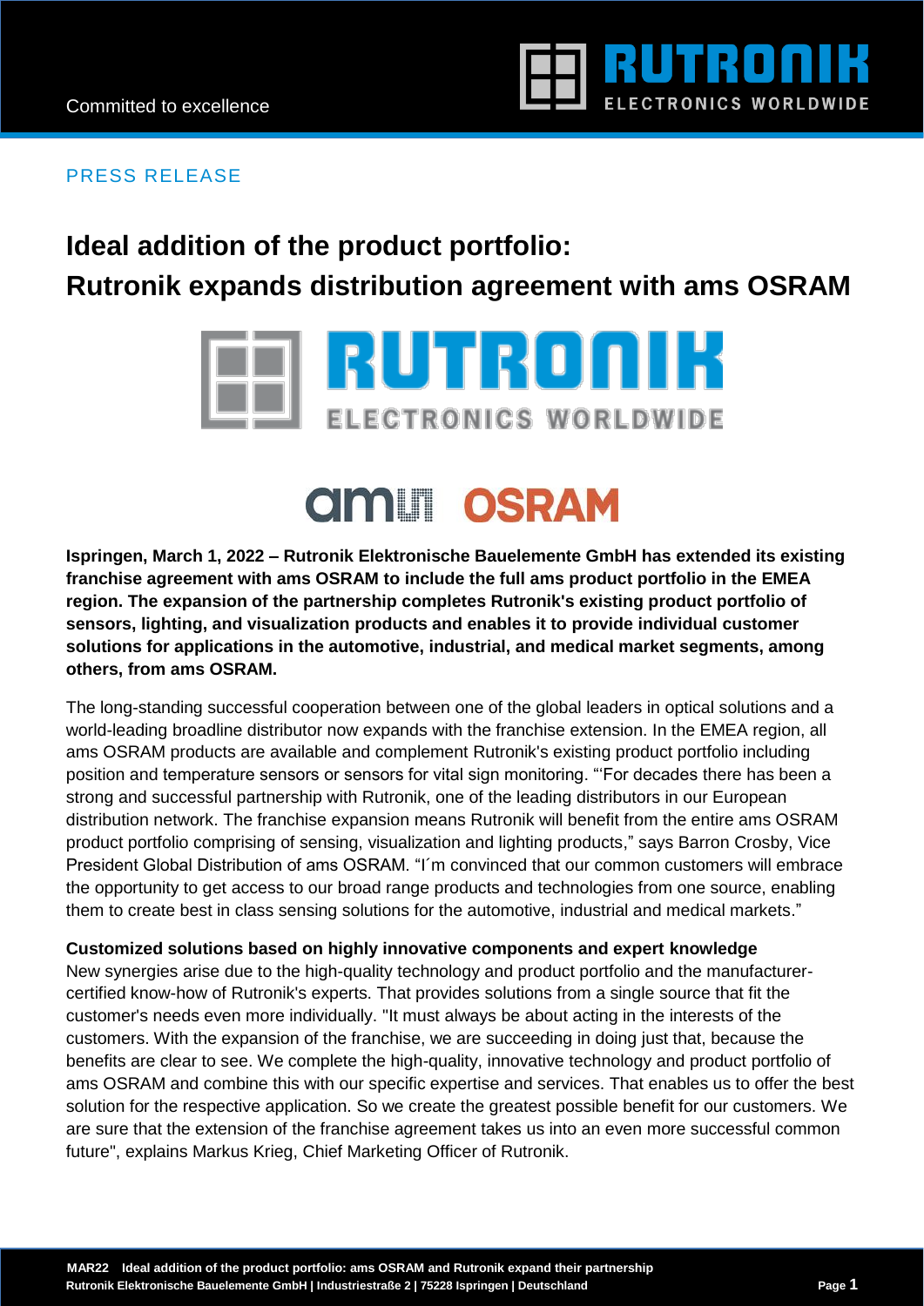PRESS RELEASE

# Ideal addition of the product portfolio: Rutronik expands distribution agreement with ams OSRAM

**Ispringen, March 1, 2022 – Rutronik Elektronische Bauelemente GmbH has extended its existing franchise agreement with ams OSRAM to include the full ams product portfolio in the EMEA region. The expansion of the partnership completes Rutronik's existing product portfolio of sensors, lighting, and visualization products and enables it to provide individual customer solutions for applications in the automotive, industrial, and medical market segments, among others, from ams OSRAM.**

The long-standing successful cooperation between one of the global leaders in optical solutions and a world-leading broadline distributor now expands with the franchise extension. In the EMEA region, all ams OSRAM products are available and complement Rutronik's existing product portfolio including position and temperature sensors or sensors for vital sign monitoring. "'For decades there has been a strong and successful partnership with Rutronik, one of the leading distributors in our European distribution network. The franchise expansion means Rutronik will benefit from the entire ams OSRAM product portfolio comprising of sensing, visualization and lighting products," says Barron Crosby, Vice President Global Distribution of ams OSRAM. "I´m convinced that our common customers will embrace the opportunity to get access to our broad range products and technologies from one source, enabling them to create best in class sensing solutions for the automotive, industrial and medical markets."

**Customized solutions based on highly innovative components and expert knowledge**

New synergies arise due to the high-quality technology and product portfolio and the manufacturer-certified know-how of Rutronik's experts. That provides solutions from a single source that fit the customer's needs even more individually. "It must always be about acting in the interests of the customers. With the expansion of the franchise, we are succeeding in doing just that, because the benefits are clear to see. We complete the high-quality, innovative technology and product portfolio of ams OSRAM and combine this with our specific expertise and services. That enables us to offer the best solution for the respective application. So we create the greatest possible benefit for our customers. We are sure that the extension of the franchise agreement takes us into an even more successful common future", explains Markus Krieg, Chief Marketing Officer of Rutronik.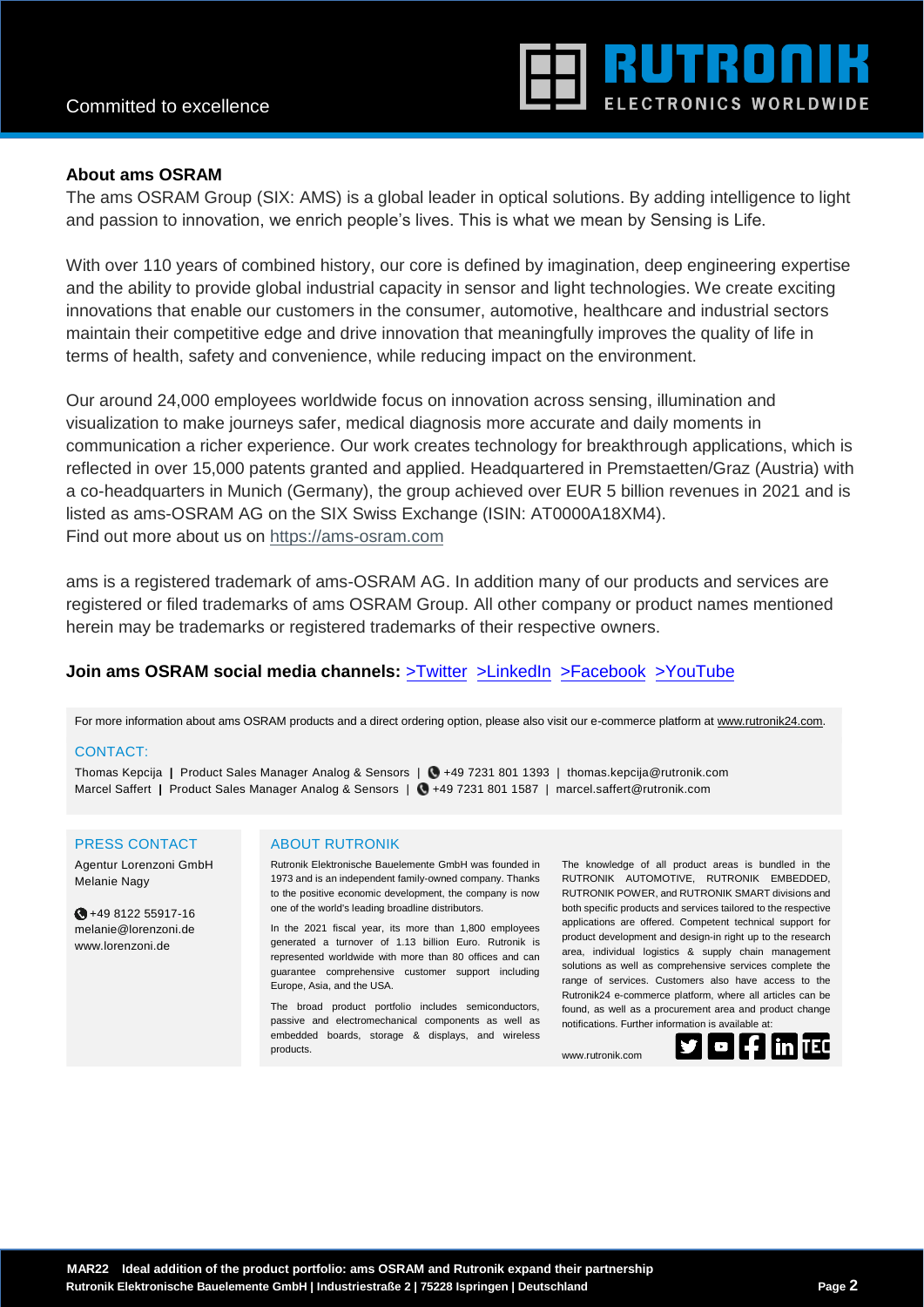**About ams OSRAM**

The ams OSRAM Group (SIX: AMS) is a global leader in optical solutions. By adding intelligence to light and passion to innovation, we enrich people's lives. This is what we mean by Sensing is Life.

With over 110 years of combined history, our core is defined by imagination, deep engineering expertise and the ability to provide global industrial capacity in sensor and light technologies. We create exciting innovations that enable our customers in the consumer, automotive, healthcare and industrial sectors maintain their competitive edge and drive innovation that meaningfully improves the quality of life in terms of health, safety and convenience, while reducing impact on the environment.

Our around 24,000 employees worldwide focus on innovation across sensing, illumination and visualization to make journeys safer, medical diagnosis more accurate and daily moments in communication a richer experience. Our work creates technology for breakthrough applications, which is reflected in over 15,000 patents granted and applied. Headquartered in Premstaetten/Graz (Austria) with a co-headquarters in Munich (Germany), the group achieved over EUR 5 billion revenues in 2021 and is listed as ams-OSRAM AG on the SIX Swiss Exchange (ISIN: AT0000A18XM4).
Find out more about us on https://ams-osram.com

ams is a registered trademark of ams-OSRAM AG. In addition many of our products and services are registered or filed trademarks of ams OSRAM Group. All other company or product names mentioned herein may be trademarks or registered trademarks of their respective owners.

**Join ams OSRAM social media channels:** >Twitter >LinkedIn >Facebook >YouTube

For more information about ams OSRAM products and a direct ordering option, please also visit our e-commerce platform at www.rutronik24.com.

CONTACT:

Thomas Kepcija | Product Sales Manager Analog & Sensors | +49 7231 801 1393 | thomas.kepcija@rutronik.com
Marcel Saffert | Product Sales Manager Analog & Sensors | +49 7231 801 1587 | marcel.saffert@rutronik.com

PRESS CONTACT

Agentur Lorenzoni GmbH
Melanie Nagy

+49 8122 55917-16
melanie@lorenzoni.de
www.lorenzoni.de

ABOUT RUTRONIK

Rutronik Elektronische Bauelemente GmbH was founded in 1973 and is an independent family-owned company. Thanks to the positive economic development, the company is now one of the world's leading broadline distributors.

In the 2021 fiscal year, its more than 1,800 employees generated a turnover of 1.13 billion Euro. Rutronik is represented worldwide with more than 80 offices and can guarantee comprehensive customer support including Europe, Asia, and the USA.

The broad product portfolio includes semiconductors, passive and electromechanical components as well as embedded boards, storage & displays, and wireless products.

The knowledge of all product areas is bundled in the RUTRONIK AUTOMOTIVE, RUTRONIK EMBEDDED, RUTRONIK POWER, and RUTRONIK SMART divisions and both specific products and services tailored to the respective applications are offered. Competent technical support for product development and design-in right up to the research area, individual logistics & supply chain management solutions as well as comprehensive services complete the range of services. Customers also have access to the Rutronik24 e-commerce platform, where all articles can be found, as well as a procurement area and product change notifications. Further information is available at:

www.rutronik.com

MAR22 Ideal addition of the product portfolio: ams OSRAM and Rutronik expand their partnership
Rutronik Elektronische Bauelemente GmbH | Industriestraße 2 | 75228 Ispringen | Deutschland